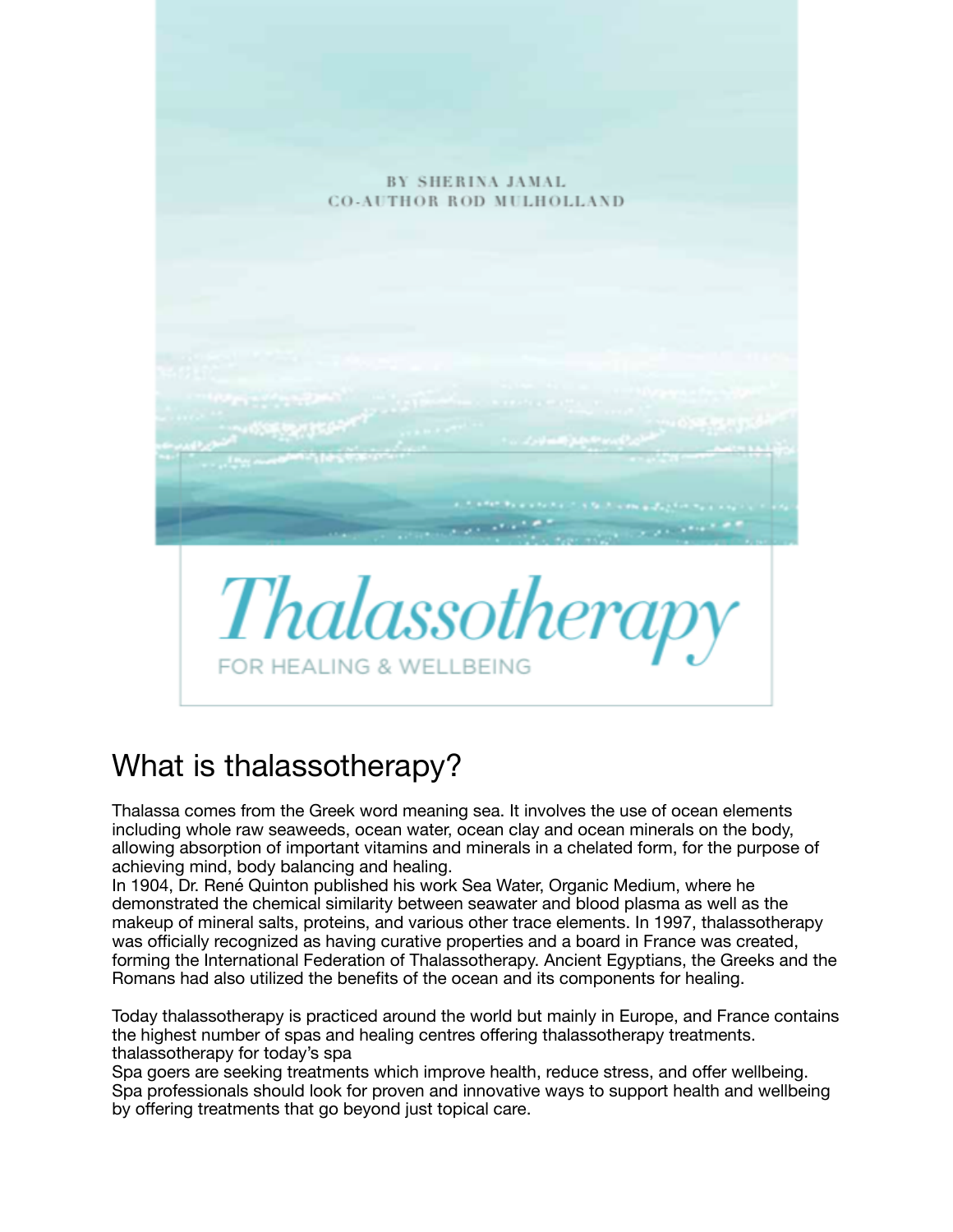BY SHERINA JAMAL
CO-AUTHOR ROD MULHOLLAND

# Thalassotherapy

FOR HEALING & WELLBEING

## What is thalassotherapy?

Thalassa comes from the Greek word meaning sea. It involves the use of ocean elements including whole raw seaweeds, ocean water, ocean clay and ocean minerals on the body, allowing absorption of important vitamins and minerals in a chelated form, for the purpose of achieving mind, body balancing and healing.

In 1904, Dr. René Quinton published his work Sea Water, Organic Medium, where he demonstrated the chemical similarity between seawater and blood plasma as well as the makeup of mineral salts, proteins, and various other trace elements. In 1997, thalassotherapy was officially recognized as having curative properties and a board in France was created, forming the International Federation of Thalassotherapy. Ancient Egyptians, the Greeks and the Romans had also utilized the benefits of the ocean and its components for healing.

Today thalassotherapy is practiced around the world but mainly in Europe, and France contains the highest number of spas and healing centres offering thalassotherapy treatments.

thalassotherapy for today's spa

Spa goers are seeking treatments which improve health, reduce stress, and offer wellbeing. Spa professionals should look for proven and innovative ways to support health and wellbeing by offering treatments that go beyond just topical care.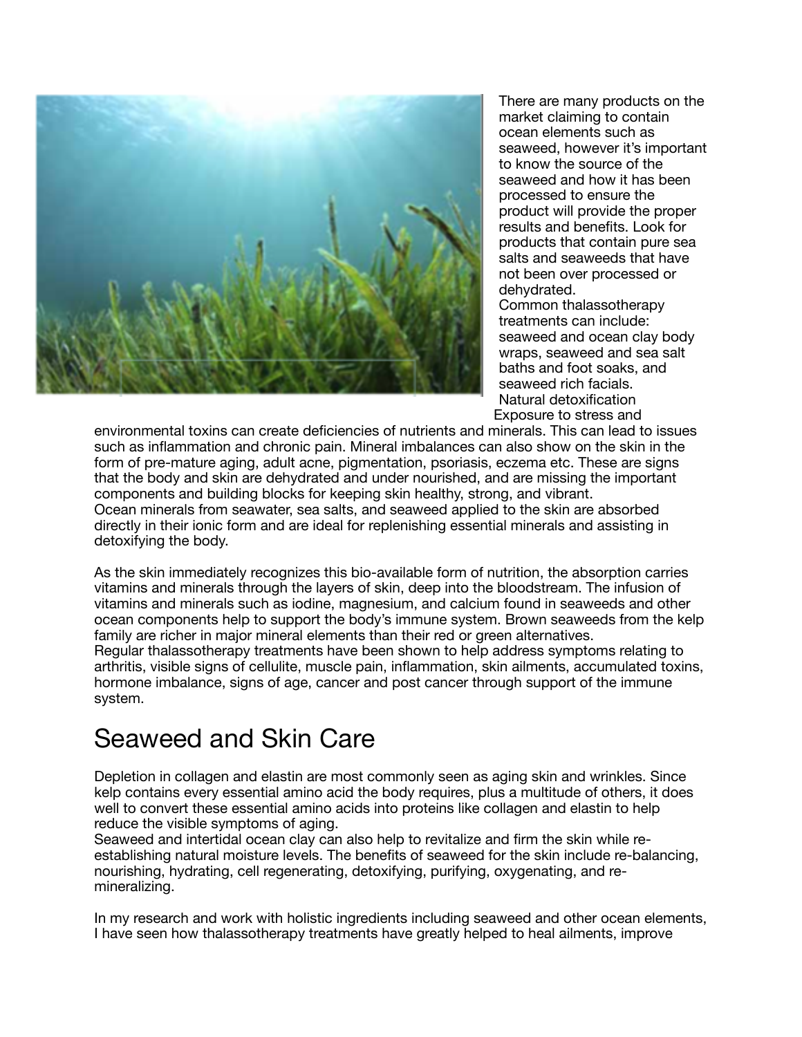There are many products on the market claiming to contain ocean elements such as seaweed, however it's important to know the source of the seaweed and how it has been processed to ensure the product will provide the proper results and benefits. Look for products that contain pure sea salts and seaweeds that have not been over processed or dehydrated.

Common thalassotherapy treatments can include: seaweed and ocean clay body wraps, seaweed and sea salt baths and foot soaks, and seaweed rich facials.

Natural detoxification

Exposure to stress and environmental toxins can create deficiencies of nutrients and minerals. This can lead to issues such as inflammation and chronic pain. Mineral imbalances can also show on the skin in the form of pre-mature aging, adult acne, pigmentation, psoriasis, eczema etc. These are signs that the body and skin are dehydrated and under nourished, and are missing the important components and building blocks for keeping skin healthy, strong, and vibrant.

Ocean minerals from seawater, sea salts, and seaweed applied to the skin are absorbed directly in their ionic form and are ideal for replenishing essential minerals and assisting in detoxifying the body.

As the skin immediately recognizes this bio-available form of nutrition, the absorption carries vitamins and minerals through the layers of skin, deep into the bloodstream. The infusion of vitamins and minerals such as iodine, magnesium, and calcium found in seaweeds and other ocean components help to support the body's immune system. Brown seaweeds from the kelp family are richer in major mineral elements than their red or green alternatives.

Regular thalassotherapy treatments have been shown to help address symptoms relating to arthritis, visible signs of cellulite, muscle pain, inflammation, skin ailments, accumulated toxins, hormone imbalance, signs of age, cancer and post cancer through support of the immune system.

## Seaweed and Skin Care

Depletion in collagen and elastin are most commonly seen as aging skin and wrinkles. Since kelp contains every essential amino acid the body requires, plus a multitude of others, it does well to convert these essential amino acids into proteins like collagen and elastin to help reduce the visible symptoms of aging.

Seaweed and intertidal ocean clay can also help to revitalize and firm the skin while re-establishing natural moisture levels. The benefits of seaweed for the skin include re-balancing, nourishing, hydrating, cell regenerating, detoxifying, purifying, oxygenating, and re-mineralizing.

In my research and work with holistic ingredients including seaweed and other ocean elements, I have seen how thalassotherapy treatments have greatly helped to heal ailments, improve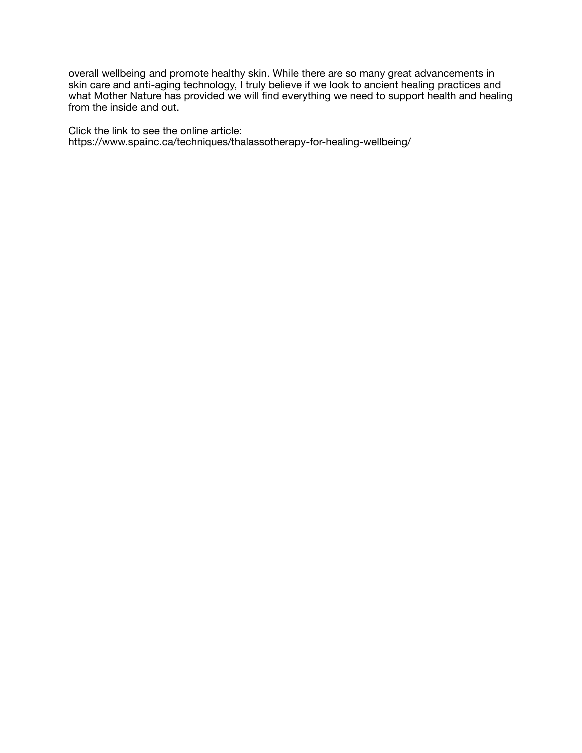overall wellbeing and promote healthy skin. While there are so many great advancements in skin care and anti-aging technology, I truly believe if we look to ancient healing practices and what Mother Nature has provided we will find everything we need to support health and healing from the inside and out.

Click the link to see the online article:
https://www.spainc.ca/techniques/thalassotherapy-for-healing-wellbeing/